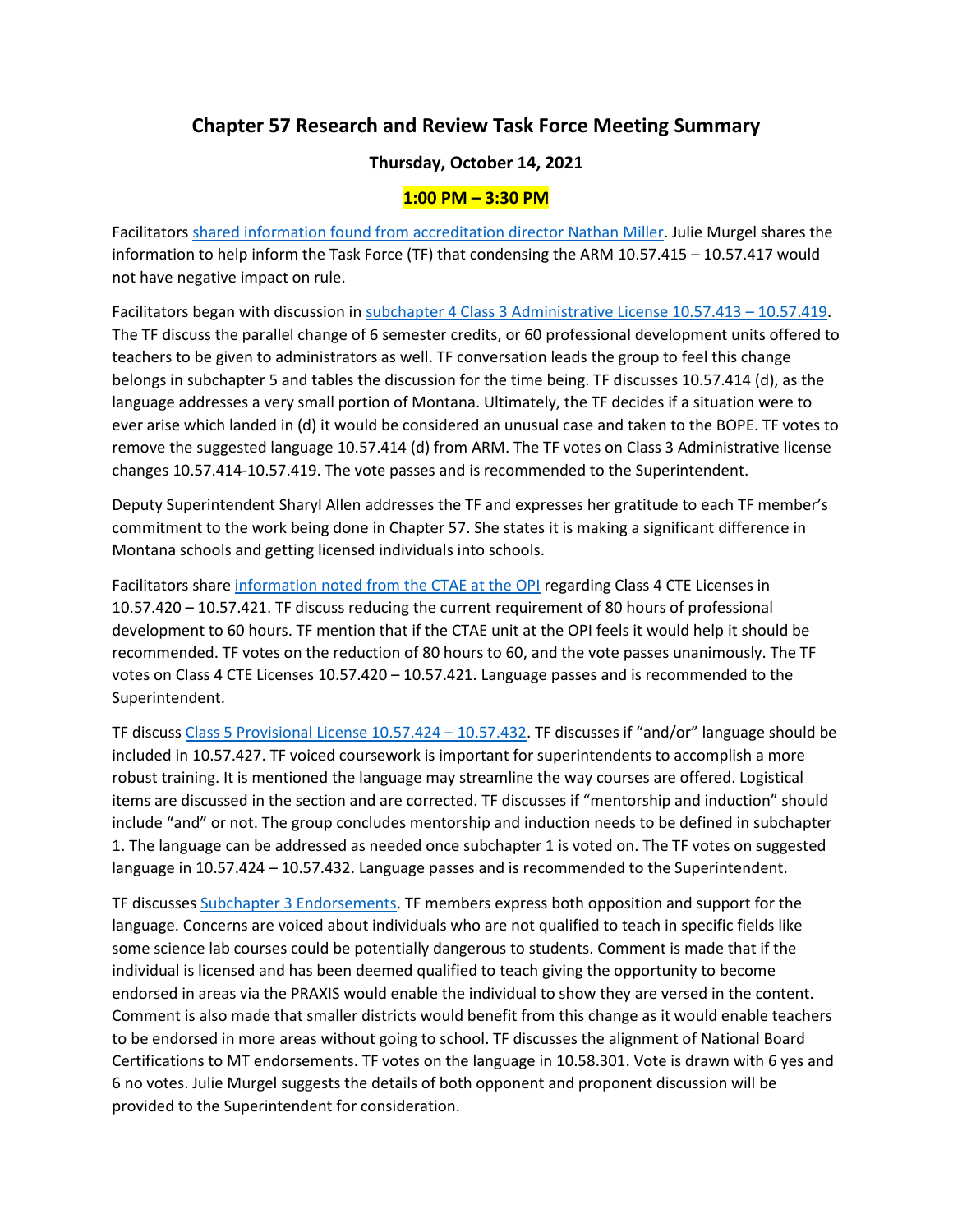# Chapter 57 Research and Review Task Force Meeting Summary

**Thursday, October 14, 2021**

**1:00 PM – 3:30 PM**

Facilitators shared information found from accreditation director Nathan Miller. Julie Murgel shares the information to help inform the Task Force (TF) that condensing the ARM 10.57.415 – 10.57.417 would not have negative impact on rule.

Facilitators began with discussion in subchapter 4 Class 3 Administrative License 10.57.413 – 10.57.419. The TF discuss the parallel change of 6 semester credits, or 60 professional development units offered to teachers to be given to administrators as well. TF conversation leads the group to feel this change belongs in subchapter 5 and tables the discussion for the time being. TF discusses 10.57.414 (d), as the language addresses a very small portion of Montana. Ultimately, the TF decides if a situation were to ever arise which landed in (d) it would be considered an unusual case and taken to the BOPE. TF votes to remove the suggested language 10.57.414 (d) from ARM. The TF votes on Class 3 Administrative license changes 10.57.414-10.57.419. The vote passes and is recommended to the Superintendent.

Deputy Superintendent Sharyl Allen addresses the TF and expresses her gratitude to each TF member's commitment to the work being done in Chapter 57. She states it is making a significant difference in Montana schools and getting licensed individuals into schools.

Facilitators share information noted from the CTAE at the OPI regarding Class 4 CTE Licenses in 10.57.420 – 10.57.421. TF discuss reducing the current requirement of 80 hours of professional development to 60 hours. TF mention that if the CTAE unit at the OPI feels it would help it should be recommended. TF votes on the reduction of 80 hours to 60, and the vote passes unanimously. The TF votes on Class 4 CTE Licenses 10.57.420 – 10.57.421. Language passes and is recommended to the Superintendent.

TF discuss Class 5 Provisional License 10.57.424 – 10.57.432. TF discusses if "and/or" language should be included in 10.57.427. TF voiced coursework is important for superintendents to accomplish a more robust training. It is mentioned the language may streamline the way courses are offered. Logistical items are discussed in the section and are corrected. TF discusses if "mentorship and induction" should include "and" or not. The group concludes mentorship and induction needs to be defined in subchapter 1. The language can be addressed as needed once subchapter 1 is voted on. The TF votes on suggested language in 10.57.424 – 10.57.432. Language passes and is recommended to the Superintendent.

TF discusses Subchapter 3 Endorsements. TF members express both opposition and support for the language. Concerns are voiced about individuals who are not qualified to teach in specific fields like some science lab courses could be potentially dangerous to students. Comment is made that if the individual is licensed and has been deemed qualified to teach giving the opportunity to become endorsed in areas via the PRAXIS would enable the individual to show they are versed in the content. Comment is also made that smaller districts would benefit from this change as it would enable teachers to be endorsed in more areas without going to school. TF discusses the alignment of National Board Certifications to MT endorsements. TF votes on the language in 10.58.301. Vote is drawn with 6 yes and 6 no votes. Julie Murgel suggests the details of both opponent and proponent discussion will be provided to the Superintendent for consideration.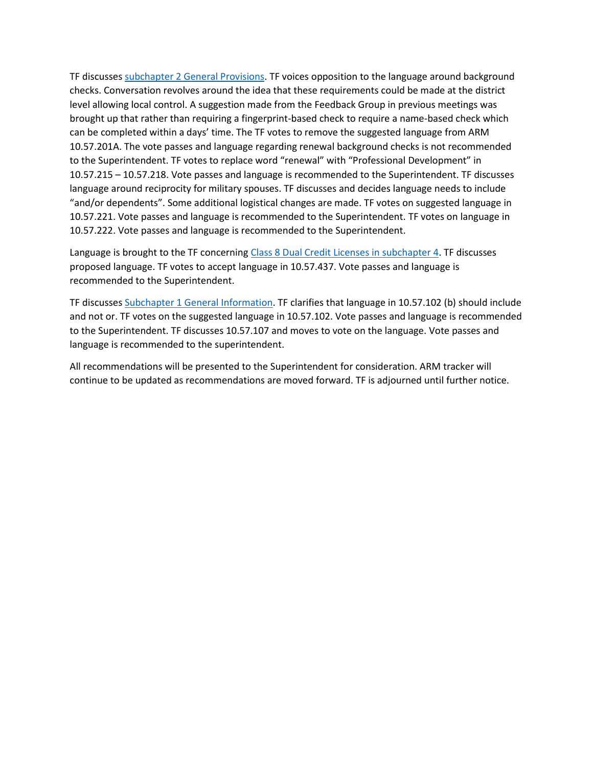TF discusses subchapter 2 General Provisions. TF voices opposition to the language around background checks. Conversation revolves around the idea that these requirements could be made at the district level allowing local control. A suggestion made from the Feedback Group in previous meetings was brought up that rather than requiring a fingerprint-based check to require a name-based check which can be completed within a days' time. The TF votes to remove the suggested language from ARM 10.57.201A. The vote passes and language regarding renewal background checks is not recommended to the Superintendent. TF votes to replace word "renewal" with "Professional Development" in 10.57.215 – 10.57.218. Vote passes and language is recommended to the Superintendent. TF discusses language around reciprocity for military spouses. TF discusses and decides language needs to include "and/or dependents". Some additional logistical changes are made. TF votes on suggested language in 10.57.221. Vote passes and language is recommended to the Superintendent. TF votes on language in 10.57.222. Vote passes and language is recommended to the Superintendent.

Language is brought to the TF concerning Class 8 Dual Credit Licenses in subchapter 4. TF discusses proposed language. TF votes to accept language in 10.57.437. Vote passes and language is recommended to the Superintendent.

TF discusses Subchapter 1 General Information. TF clarifies that language in 10.57.102 (b) should include and not or. TF votes on the suggested language in 10.57.102. Vote passes and language is recommended to the Superintendent. TF discusses 10.57.107 and moves to vote on the language. Vote passes and language is recommended to the superintendent.

All recommendations will be presented to the Superintendent for consideration. ARM tracker will continue to be updated as recommendations are moved forward. TF is adjourned until further notice.